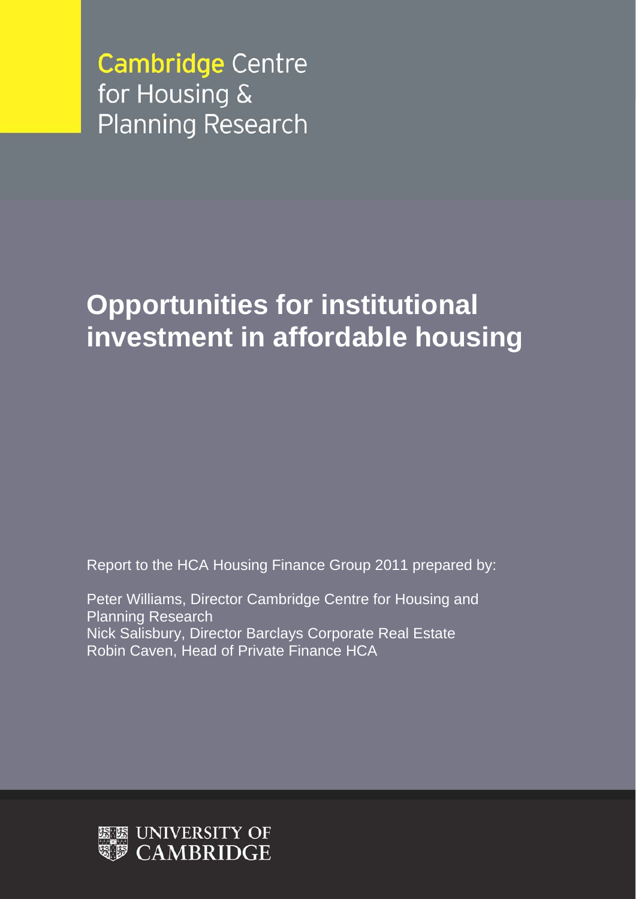Cambridge Centre for Housing & Planning Research

# Opportunities for institutional investment in affordable housing

Report to the HCA Housing Finance Group 2011 prepared by:

Peter Williams, Director Cambridge Centre for Housing and Planning Research
Nick Salisbury, Director Barclays Corporate Real Estate
Robin Caven, Head of Private Finance HCA

UNIVERSITY OF CAMBRIDGE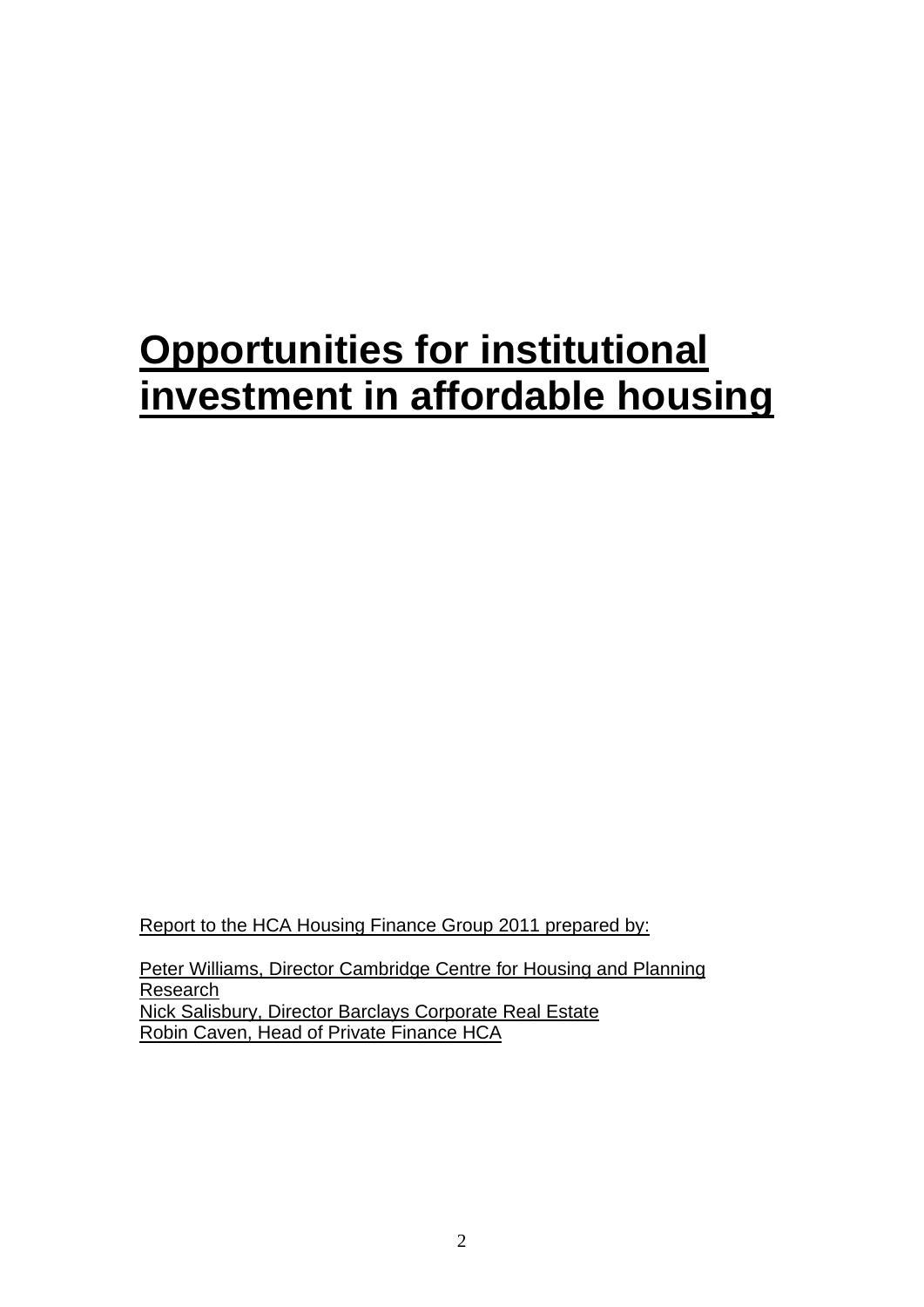# Opportunities for institutional investment in affordable housing

Report to the HCA Housing Finance Group 2011 prepared by:

Peter Williams, Director Cambridge Centre for Housing and Planning Research
Nick Salisbury, Director Barclays Corporate Real Estate
Robin Caven, Head of Private Finance HCA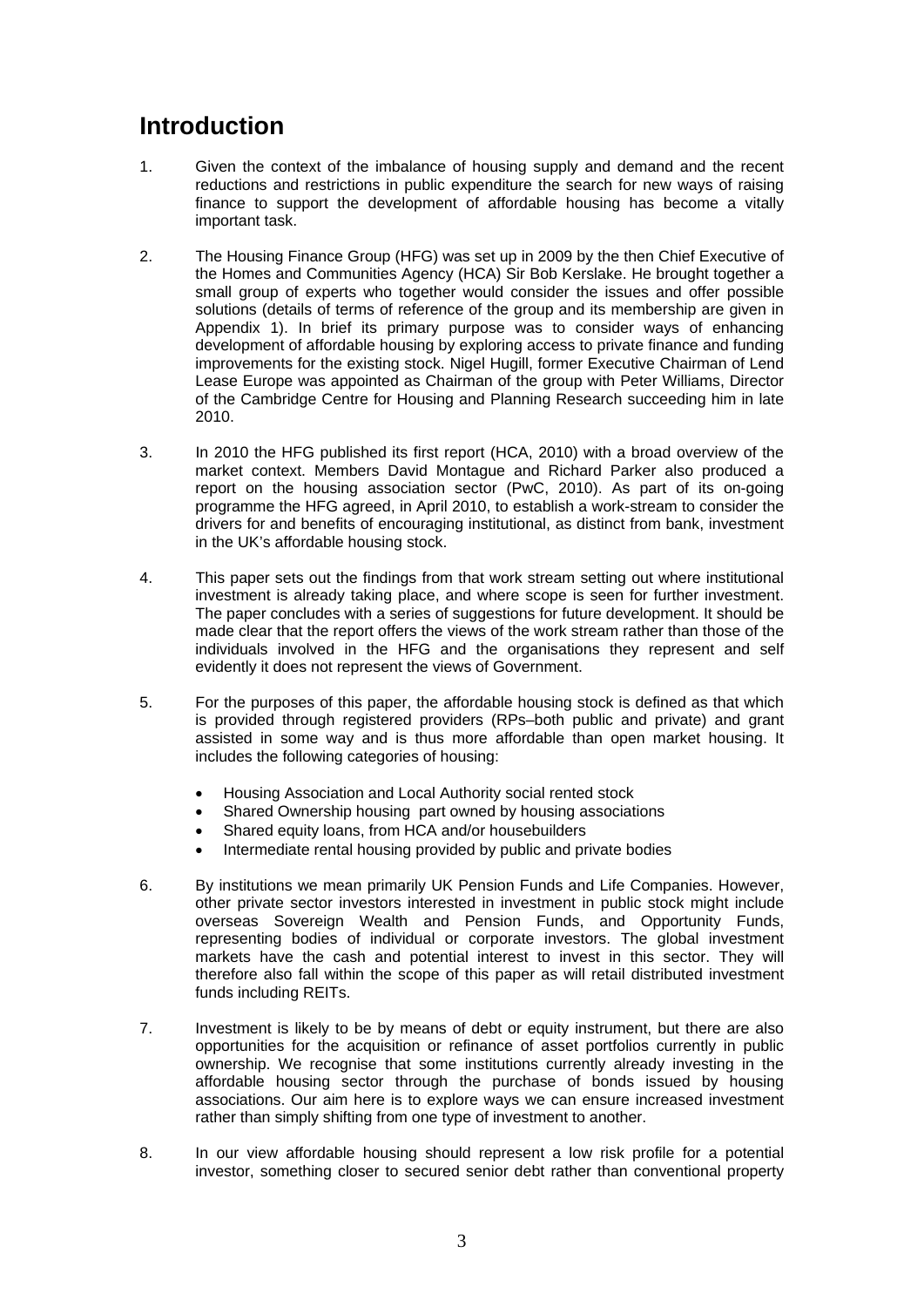# Introduction

1. Given the context of the imbalance of housing supply and demand and the recent reductions and restrictions in public expenditure the search for new ways of raising finance to support the development of affordable housing has become a vitally important task.

2. The Housing Finance Group (HFG) was set up in 2009 by the then Chief Executive of the Homes and Communities Agency (HCA) Sir Bob Kerslake. He brought together a small group of experts who together would consider the issues and offer possible solutions (details of terms of reference of the group and its membership are given in Appendix 1). In brief its primary purpose was to consider ways of enhancing development of affordable housing by exploring access to private finance and funding improvements for the existing stock. Nigel Hugill, former Executive Chairman of Lend Lease Europe was appointed as Chairman of the group with Peter Williams, Director of the Cambridge Centre for Housing and Planning Research succeeding him in late 2010.

3. In 2010 the HFG published its first report (HCA, 2010) with a broad overview of the market context. Members David Montague and Richard Parker also produced a report on the housing association sector (PwC, 2010). As part of its on-going programme the HFG agreed, in April 2010, to establish a work-stream to consider the drivers for and benefits of encouraging institutional, as distinct from bank, investment in the UK's affordable housing stock.

4. This paper sets out the findings from that work stream setting out where institutional investment is already taking place, and where scope is seen for further investment. The paper concludes with a series of suggestions for future development. It should be made clear that the report offers the views of the work stream rather than those of the individuals involved in the HFG and the organisations they represent and self evidently it does not represent the views of Government.

5. For the purposes of this paper, the affordable housing stock is defined as that which is provided through registered providers (RPs–both public and private) and grant assisted in some way and is thus more affordable than open market housing. It includes the following categories of housing:

   - Housing Association and Local Authority social rented stock
   - Shared Ownership housing part owned by housing associations
   - Shared equity loans, from HCA and/or housebuilders
   - Intermediate rental housing provided by public and private bodies

6. By institutions we mean primarily UK Pension Funds and Life Companies. However, other private sector investors interested in investment in public stock might include overseas Sovereign Wealth and Pension Funds, and Opportunity Funds, representing bodies of individual or corporate investors. The global investment markets have the cash and potential interest to invest in this sector. They will therefore also fall within the scope of this paper as will retail distributed investment funds including REITs.

7. Investment is likely to be by means of debt or equity instrument, but there are also opportunities for the acquisition or refinance of asset portfolios currently in public ownership. We recognise that some institutions currently already investing in the affordable housing sector through the purchase of bonds issued by housing associations. Our aim here is to explore ways we can ensure increased investment rather than simply shifting from one type of investment to another.

8. In our view affordable housing should represent a low risk profile for a potential investor, something closer to secured senior debt rather than conventional property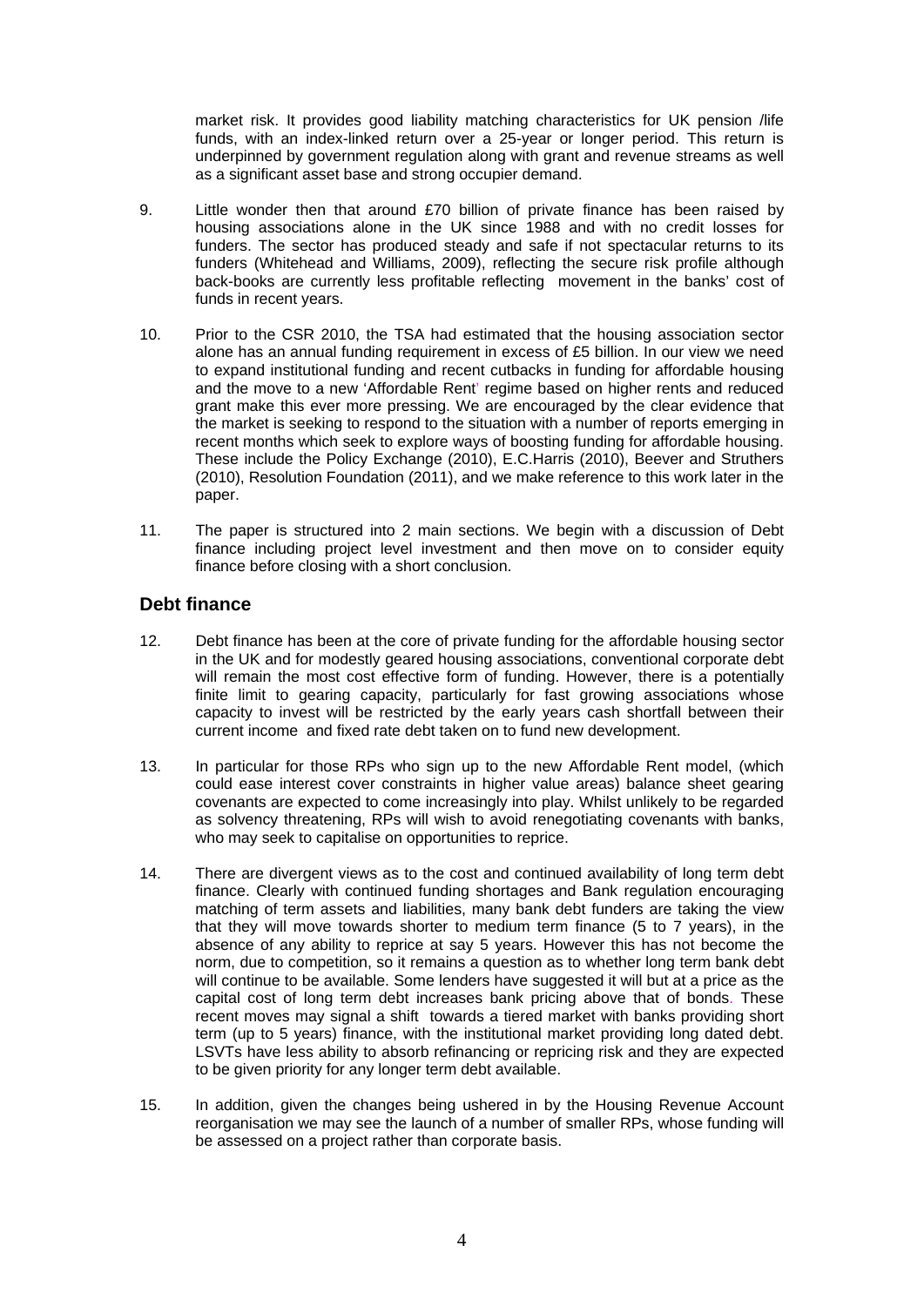market risk. It provides good liability matching characteristics for UK pension /life funds, with an index-linked return over a 25-year or longer period. This return is underpinned by government regulation along with grant and revenue streams as well as a significant asset base and strong occupier demand.

9. Little wonder then that around £70 billion of private finance has been raised by housing associations alone in the UK since 1988 and with no credit losses for funders. The sector has produced steady and safe if not spectacular returns to its funders (Whitehead and Williams, 2009), reflecting the secure risk profile although back-books are currently less profitable reflecting movement in the banks' cost of funds in recent years.

10. Prior to the CSR 2010, the TSA had estimated that the housing association sector alone has an annual funding requirement in excess of £5 billion. In our view we need to expand institutional funding and recent cutbacks in funding for affordable housing and the move to a new 'Affordable Rent' regime based on higher rents and reduced grant make this ever more pressing. We are encouraged by the clear evidence that the market is seeking to respond to the situation with a number of reports emerging in recent months which seek to explore ways of boosting funding for affordable housing. These include the Policy Exchange (2010), E.C.Harris (2010), Beever and Struthers (2010), Resolution Foundation (2011), and we make reference to this work later in the paper.

11. The paper is structured into 2 main sections. We begin with a discussion of Debt finance including project level investment and then move on to consider equity finance before closing with a short conclusion.

## Debt finance

12. Debt finance has been at the core of private funding for the affordable housing sector in the UK and for modestly geared housing associations, conventional corporate debt will remain the most cost effective form of funding. However, there is a potentially finite limit to gearing capacity, particularly for fast growing associations whose capacity to invest will be restricted by the early years cash shortfall between their current income and fixed rate debt taken on to fund new development.

13. In particular for those RPs who sign up to the new Affordable Rent model, (which could ease interest cover constraints in higher value areas) balance sheet gearing covenants are expected to come increasingly into play. Whilst unlikely to be regarded as solvency threatening, RPs will wish to avoid renegotiating covenants with banks, who may seek to capitalise on opportunities to reprice.

14. There are divergent views as to the cost and continued availability of long term debt finance. Clearly with continued funding shortages and Bank regulation encouraging matching of term assets and liabilities, many bank debt funders are taking the view that they will move towards shorter to medium term finance (5 to 7 years), in the absence of any ability to reprice at say 5 years. However this has not become the norm, due to competition, so it remains a question as to whether long term bank debt will continue to be available. Some lenders have suggested it will but at a price as the capital cost of long term debt increases bank pricing above that of bonds. These recent moves may signal a shift towards a tiered market with banks providing short term (up to 5 years) finance, with the institutional market providing long dated debt. LSVTs have less ability to absorb refinancing or repricing risk and they are expected to be given priority for any longer term debt available.

15. In addition, given the changes being ushered in by the Housing Revenue Account reorganisation we may see the launch of a number of smaller RPs, whose funding will be assessed on a project rather than corporate basis.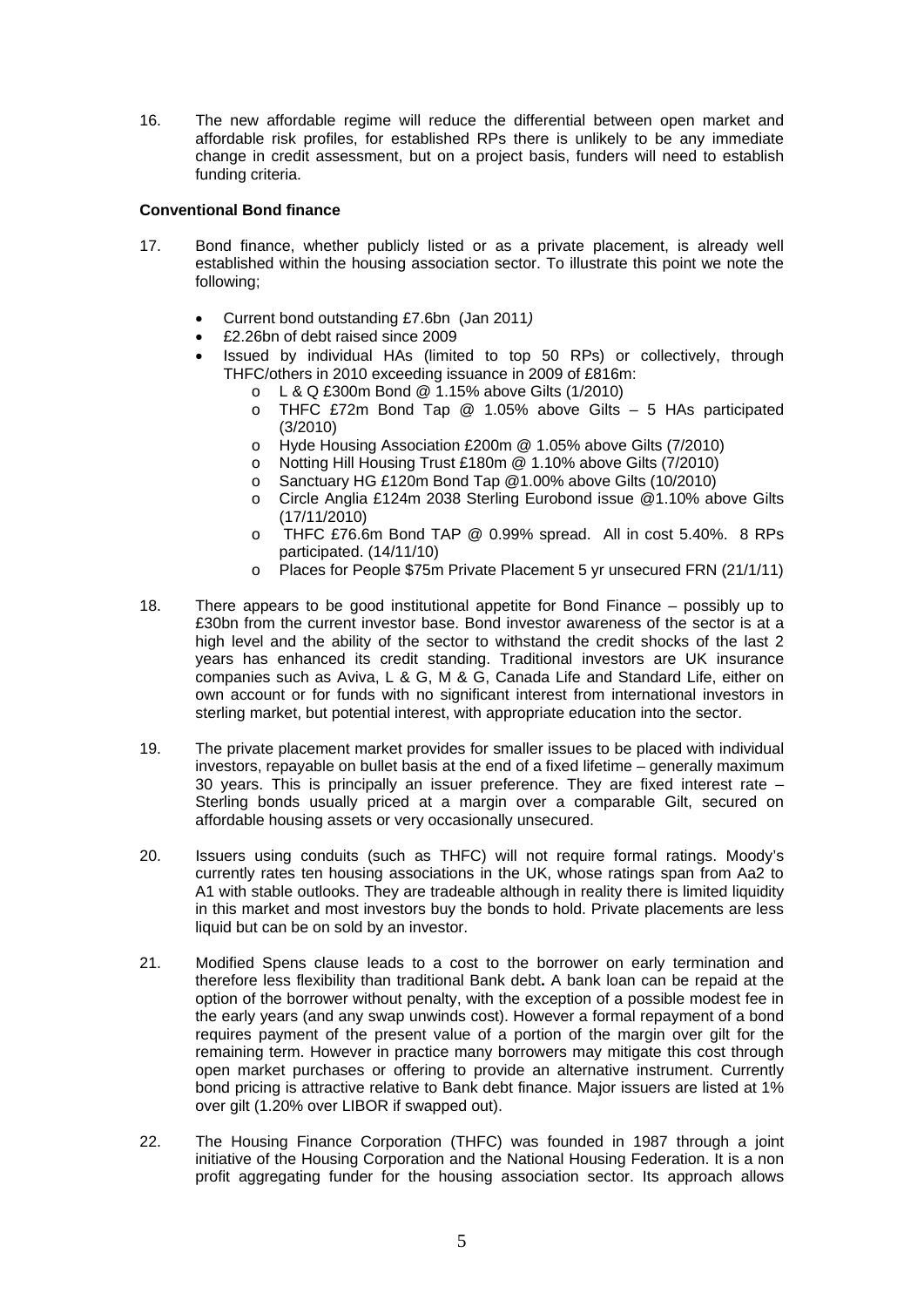16. The new affordable regime will reduce the differential between open market and affordable risk profiles, for established RPs there is unlikely to be any immediate change in credit assessment, but on a project basis, funders will need to establish funding criteria.

**Conventional Bond finance**

17. Bond finance, whether publicly listed or as a private placement, is already well established within the housing association sector. To illustrate this point we note the following;

   - Current bond outstanding £7.6bn (Jan 2011*)*
   - £2.26bn of debt raised since 2009
   - Issued by individual HAs (limited to top 50 RPs) or collectively, through THFC/others in 2010 exceeding issuance in 2009 of £816m:
     - L & Q £300m Bond @ 1.15% above Gilts (1/2010)
     - THFC £72m Bond Tap @ 1.05% above Gilts – 5 HAs participated (3/2010)
     - Hyde Housing Association £200m @ 1.05% above Gilts (7/2010)
     - Notting Hill Housing Trust £180m @ 1.10% above Gilts (7/2010)
     - Sanctuary HG £120m Bond Tap @1.00% above Gilts (10/2010)
     - Circle Anglia £124m 2038 Sterling Eurobond issue @1.10% above Gilts (17/11/2010)
     - THFC £76.6m Bond TAP @ 0.99% spread. All in cost 5.40%. 8 RPs participated. (14/11/10)
     - Places for People $75m Private Placement 5 yr unsecured FRN (21/1/11)

18. There appears to be good institutional appetite for Bond Finance – possibly up to £30bn from the current investor base. Bond investor awareness of the sector is at a high level and the ability of the sector to withstand the credit shocks of the last 2 years has enhanced its credit standing. Traditional investors are UK insurance companies such as Aviva, L & G, M & G, Canada Life and Standard Life, either on own account or for funds with no significant interest from international investors in sterling market, but potential interest, with appropriate education into the sector.

19. The private placement market provides for smaller issues to be placed with individual investors, repayable on bullet basis at the end of a fixed lifetime – generally maximum 30 years. This is principally an issuer preference. They are fixed interest rate – Sterling bonds usually priced at a margin over a comparable Gilt, secured on affordable housing assets or very occasionally unsecured.

20. Issuers using conduits (such as THFC) will not require formal ratings. Moody's currently rates ten housing associations in the UK, whose ratings span from Aa2 to A1 with stable outlooks. They are tradeable although in reality there is limited liquidity in this market and most investors buy the bonds to hold. Private placements are less liquid but can be on sold by an investor.

21. Modified Spens clause leads to a cost to the borrower on early termination and therefore less flexibility than traditional Bank debt**.** A bank loan can be repaid at the option of the borrower without penalty, with the exception of a possible modest fee in the early years (and any swap unwinds cost). However a formal repayment of a bond requires payment of the present value of a portion of the margin over gilt for the remaining term. However in practice many borrowers may mitigate this cost through open market purchases or offering to provide an alternative instrument. Currently bond pricing is attractive relative to Bank debt finance. Major issuers are listed at 1% over gilt (1.20% over LIBOR if swapped out).

22. The Housing Finance Corporation (THFC) was founded in 1987 through a joint initiative of the Housing Corporation and the National Housing Federation. It is a non profit aggregating funder for the housing association sector. Its approach allows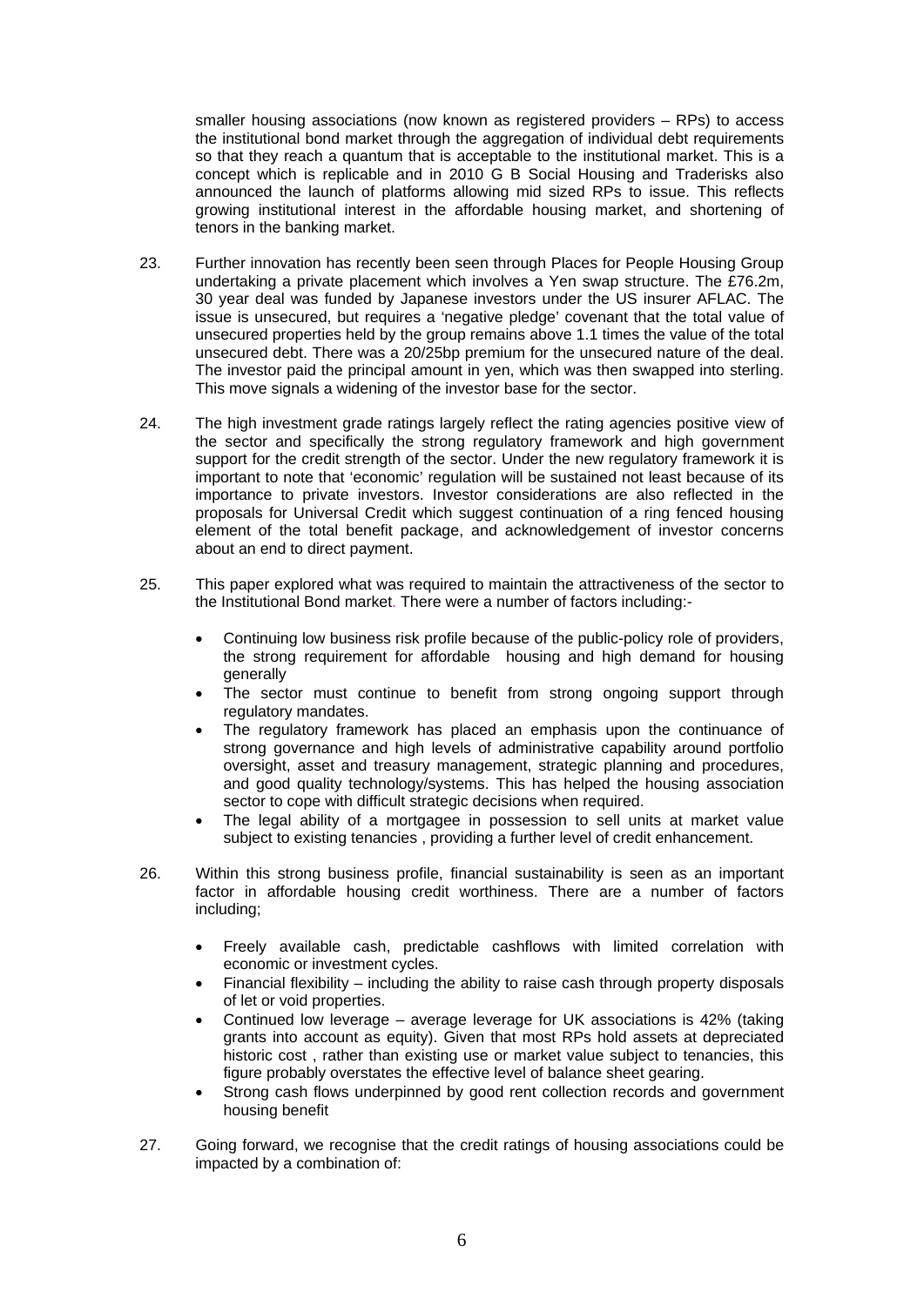smaller housing associations (now known as registered providers – RPs) to access the institutional bond market through the aggregation of individual debt requirements so that they reach a quantum that is acceptable to the institutional market. This is a concept which is replicable and in 2010 G B Social Housing and Traderisks also announced the launch of platforms allowing mid sized RPs to issue. This reflects growing institutional interest in the affordable housing market, and shortening of tenors in the banking market.

23. Further innovation has recently been seen through Places for People Housing Group undertaking a private placement which involves a Yen swap structure. The £76.2m, 30 year deal was funded by Japanese investors under the US insurer AFLAC. The issue is unsecured, but requires a 'negative pledge' covenant that the total value of unsecured properties held by the group remains above 1.1 times the value of the total unsecured debt. There was a 20/25bp premium for the unsecured nature of the deal. The investor paid the principal amount in yen, which was then swapped into sterling. This move signals a widening of the investor base for the sector.

24. The high investment grade ratings largely reflect the rating agencies positive view of the sector and specifically the strong regulatory framework and high government support for the credit strength of the sector. Under the new regulatory framework it is important to note that 'economic' regulation will be sustained not least because of its importance to private investors. Investor considerations are also reflected in the proposals for Universal Credit which suggest continuation of a ring fenced housing element of the total benefit package, and acknowledgement of investor concerns about an end to direct payment.

25. This paper explored what was required to maintain the attractiveness of the sector to the Institutional Bond market. There were a number of factors including:-

- Continuing low business risk profile because of the public-policy role of providers, the strong requirement for affordable housing and high demand for housing generally
- The sector must continue to benefit from strong ongoing support through regulatory mandates.
- The regulatory framework has placed an emphasis upon the continuance of strong governance and high levels of administrative capability around portfolio oversight, asset and treasury management, strategic planning and procedures, and good quality technology/systems. This has helped the housing association sector to cope with difficult strategic decisions when required.
- The legal ability of a mortgagee in possession to sell units at market value subject to existing tenancies , providing a further level of credit enhancement.

26. Within this strong business profile, financial sustainability is seen as an important factor in affordable housing credit worthiness. There are a number of factors including;

- Freely available cash, predictable cashflows with limited correlation with economic or investment cycles.
- Financial flexibility – including the ability to raise cash through property disposals of let or void properties.
- Continued low leverage – average leverage for UK associations is 42% (taking grants into account as equity). Given that most RPs hold assets at depreciated historic cost , rather than existing use or market value subject to tenancies, this figure probably overstates the effective level of balance sheet gearing.
- Strong cash flows underpinned by good rent collection records and government housing benefit

27. Going forward, we recognise that the credit ratings of housing associations could be impacted by a combination of: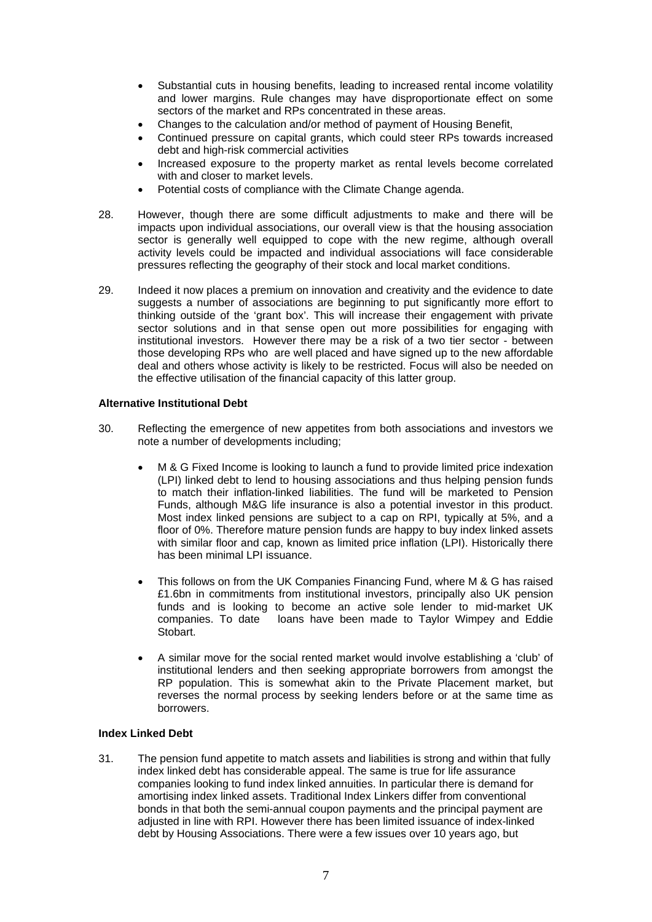- Substantial cuts in housing benefits, leading to increased rental income volatility and lower margins. Rule changes may have disproportionate effect on some sectors of the market and RPs concentrated in these areas.
- Changes to the calculation and/or method of payment of Housing Benefit,
- Continued pressure on capital grants, which could steer RPs towards increased debt and high-risk commercial activities
- Increased exposure to the property market as rental levels become correlated with and closer to market levels.
- Potential costs of compliance with the Climate Change agenda.

28. However, though there are some difficult adjustments to make and there will be impacts upon individual associations, our overall view is that the housing association sector is generally well equipped to cope with the new regime, although overall activity levels could be impacted and individual associations will face considerable pressures reflecting the geography of their stock and local market conditions.

29. Indeed it now places a premium on innovation and creativity and the evidence to date suggests a number of associations are beginning to put significantly more effort to thinking outside of the 'grant box'. This will increase their engagement with private sector solutions and in that sense open out more possibilities for engaging with institutional investors. However there may be a risk of a two tier sector - between those developing RPs who are well placed and have signed up to the new affordable deal and others whose activity is likely to be restricted. Focus will also be needed on the effective utilisation of the financial capacity of this latter group.

**Alternative Institutional Debt**

30. Reflecting the emergence of new appetites from both associations and investors we note a number of developments including;

    - M & G Fixed Income is looking to launch a fund to provide limited price indexation (LPI) linked debt to lend to housing associations and thus helping pension funds to match their inflation-linked liabilities. The fund will be marketed to Pension Funds, although M&G life insurance is also a potential investor in this product. Most index linked pensions are subject to a cap on RPI, typically at 5%, and a floor of 0%. Therefore mature pension funds are happy to buy index linked assets with similar floor and cap, known as limited price inflation (LPI). Historically there has been minimal LPI issuance.

    - This follows on from the UK Companies Financing Fund, where M & G has raised £1.6bn in commitments from institutional investors, principally also UK pension funds and is looking to become an active sole lender to mid-market UK companies. To date loans have been made to Taylor Wimpey and Eddie Stobart.

    - A similar move for the social rented market would involve establishing a 'club' of institutional lenders and then seeking appropriate borrowers from amongst the RP population. This is somewhat akin to the Private Placement market, but reverses the normal process by seeking lenders before or at the same time as borrowers.

**Index Linked Debt**

31. The pension fund appetite to match assets and liabilities is strong and within that fully index linked debt has considerable appeal. The same is true for life assurance companies looking to fund index linked annuities. In particular there is demand for amortising index linked assets. Traditional Index Linkers differ from conventional bonds in that both the semi-annual coupon payments and the principal payment are adjusted in line with RPI. However there has been limited issuance of index-linked debt by Housing Associations. There were a few issues over 10 years ago, but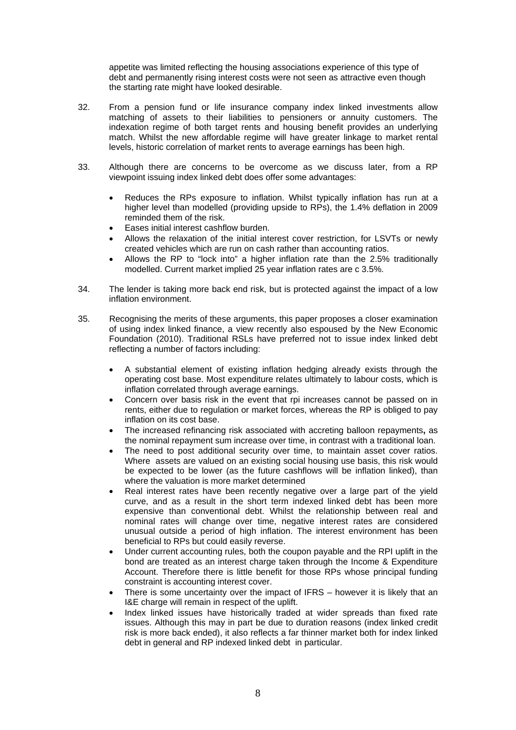appetite was limited reflecting the housing associations experience of this type of debt and permanently rising interest costs were not seen as attractive even though the starting rate might have looked desirable.

32. From a pension fund or life insurance company index linked investments allow matching of assets to their liabilities to pensioners or annuity customers. The indexation regime of both target rents and housing benefit provides an underlying match. Whilst the new affordable regime will have greater linkage to market rental levels, historic correlation of market rents to average earnings has been high.

33. Although there are concerns to be overcome as we discuss later, from a RP viewpoint issuing index linked debt does offer some advantages:

- Reduces the RPs exposure to inflation. Whilst typically inflation has run at a higher level than modelled (providing upside to RPs), the 1.4% deflation in 2009 reminded them of the risk.
- Eases initial interest cashflow burden.
- Allows the relaxation of the initial interest cover restriction, for LSVTs or newly created vehicles which are run on cash rather than accounting ratios.
- Allows the RP to "lock into" a higher inflation rate than the 2.5% traditionally modelled. Current market implied 25 year inflation rates are c 3.5%.

34. The lender is taking more back end risk, but is protected against the impact of a low inflation environment.

35. Recognising the merits of these arguments, this paper proposes a closer examination of using index linked finance, a view recently also espoused by the New Economic Foundation (2010). Traditional RSLs have preferred not to issue index linked debt reflecting a number of factors including:

- A substantial element of existing inflation hedging already exists through the operating cost base. Most expenditure relates ultimately to labour costs, which is inflation correlated through average earnings.
- Concern over basis risk in the event that rpi increases cannot be passed on in rents, either due to regulation or market forces, whereas the RP is obliged to pay inflation on its cost base.
- The increased refinancing risk associated with accreting balloon repayments**,** as the nominal repayment sum increase over time, in contrast with a traditional loan.
- The need to post additional security over time, to maintain asset cover ratios. Where assets are valued on an existing social housing use basis, this risk would be expected to be lower (as the future cashflows will be inflation linked), than where the valuation is more market determined
- Real interest rates have been recently negative over a large part of the yield curve, and as a result in the short term indexed linked debt has been more expensive than conventional debt. Whilst the relationship between real and nominal rates will change over time, negative interest rates are considered unusual outside a period of high inflation. The interest environment has been beneficial to RPs but could easily reverse.
- Under current accounting rules, both the coupon payable and the RPI uplift in the bond are treated as an interest charge taken through the Income & Expenditure Account. Therefore there is little benefit for those RPs whose principal funding constraint is accounting interest cover.
- There is some uncertainty over the impact of IFRS – however it is likely that an I&E charge will remain in respect of the uplift.
- Index linked issues have historically traded at wider spreads than fixed rate issues. Although this may in part be due to duration reasons (index linked credit risk is more back ended), it also reflects a far thinner market both for index linked debt in general and RP indexed linked debt in particular.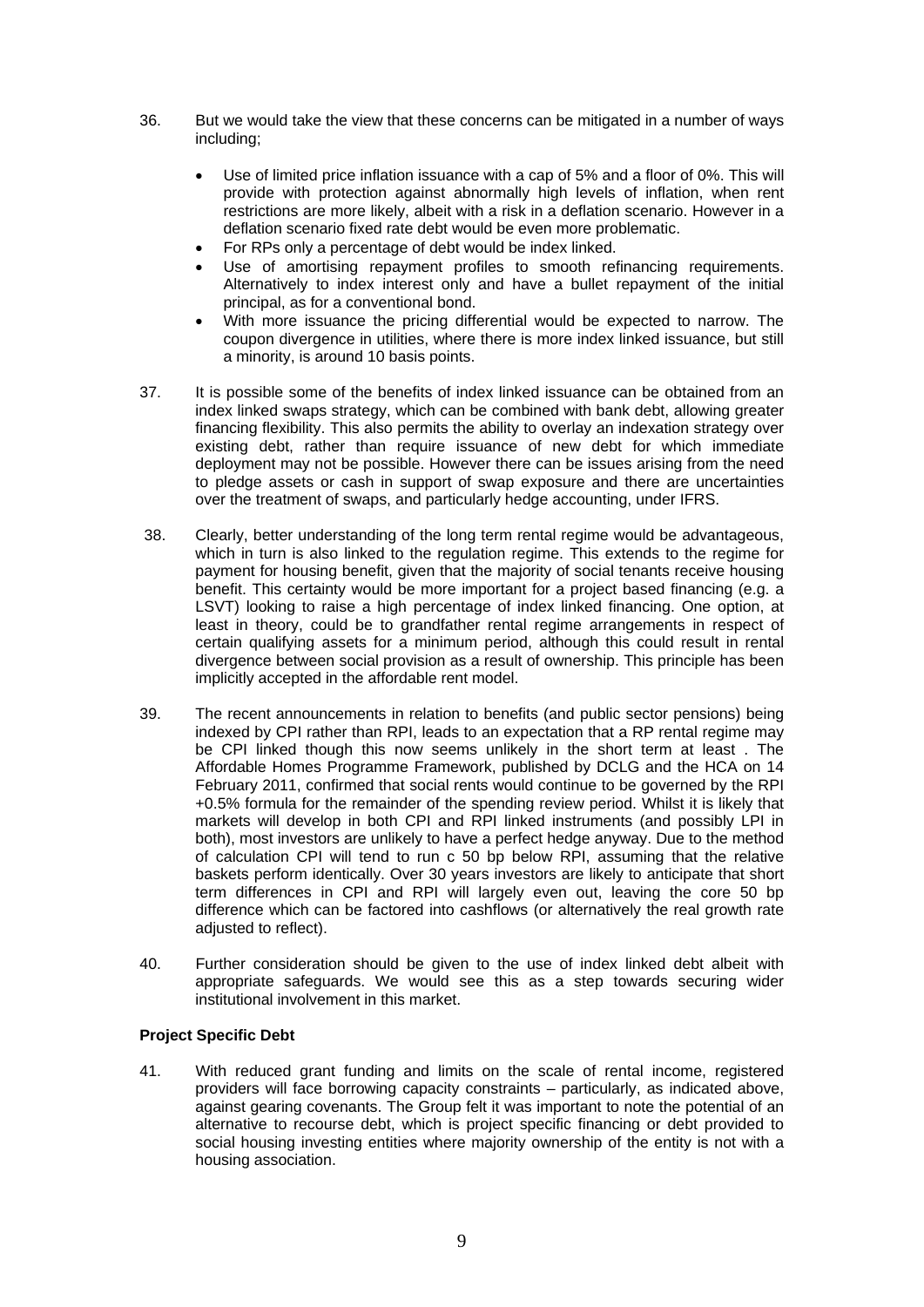36. But we would take the view that these concerns can be mitigated in a number of ways including;

    - Use of limited price inflation issuance with a cap of 5% and a floor of 0%. This will provide with protection against abnormally high levels of inflation, when rent restrictions are more likely, albeit with a risk in a deflation scenario. However in a deflation scenario fixed rate debt would be even more problematic.
    - For RPs only a percentage of debt would be index linked.
    - Use of amortising repayment profiles to smooth refinancing requirements. Alternatively to index interest only and have a bullet repayment of the initial principal, as for a conventional bond.
    - With more issuance the pricing differential would be expected to narrow. The coupon divergence in utilities, where there is more index linked issuance, but still a minority, is around 10 basis points.

37. It is possible some of the benefits of index linked issuance can be obtained from an index linked swaps strategy, which can be combined with bank debt, allowing greater financing flexibility. This also permits the ability to overlay an indexation strategy over existing debt, rather than require issuance of new debt for which immediate deployment may not be possible. However there can be issues arising from the need to pledge assets or cash in support of swap exposure and there are uncertainties over the treatment of swaps, and particularly hedge accounting, under IFRS.

38. Clearly, better understanding of the long term rental regime would be advantageous, which in turn is also linked to the regulation regime. This extends to the regime for payment for housing benefit, given that the majority of social tenants receive housing benefit. This certainty would be more important for a project based financing (e.g. a LSVT) looking to raise a high percentage of index linked financing. One option, at least in theory, could be to grandfather rental regime arrangements in respect of certain qualifying assets for a minimum period, although this could result in rental divergence between social provision as a result of ownership. This principle has been implicitly accepted in the affordable rent model.

39. The recent announcements in relation to benefits (and public sector pensions) being indexed by CPI rather than RPI, leads to an expectation that a RP rental regime may be CPI linked though this now seems unlikely in the short term at least . The Affordable Homes Programme Framework, published by DCLG and the HCA on 14 February 2011, confirmed that social rents would continue to be governed by the RPI +0.5% formula for the remainder of the spending review period. Whilst it is likely that markets will develop in both CPI and RPI linked instruments (and possibly LPI in both), most investors are unlikely to have a perfect hedge anyway. Due to the method of calculation CPI will tend to run c 50 bp below RPI, assuming that the relative baskets perform identically. Over 30 years investors are likely to anticipate that short term differences in CPI and RPI will largely even out, leaving the core 50 bp difference which can be factored into cashflows (or alternatively the real growth rate adjusted to reflect).

40. Further consideration should be given to the use of index linked debt albeit with appropriate safeguards. We would see this as a step towards securing wider institutional involvement in this market.

**Project Specific Debt**

41. With reduced grant funding and limits on the scale of rental income, registered providers will face borrowing capacity constraints – particularly, as indicated above, against gearing covenants. The Group felt it was important to note the potential of an alternative to recourse debt, which is project specific financing or debt provided to social housing investing entities where majority ownership of the entity is not with a housing association.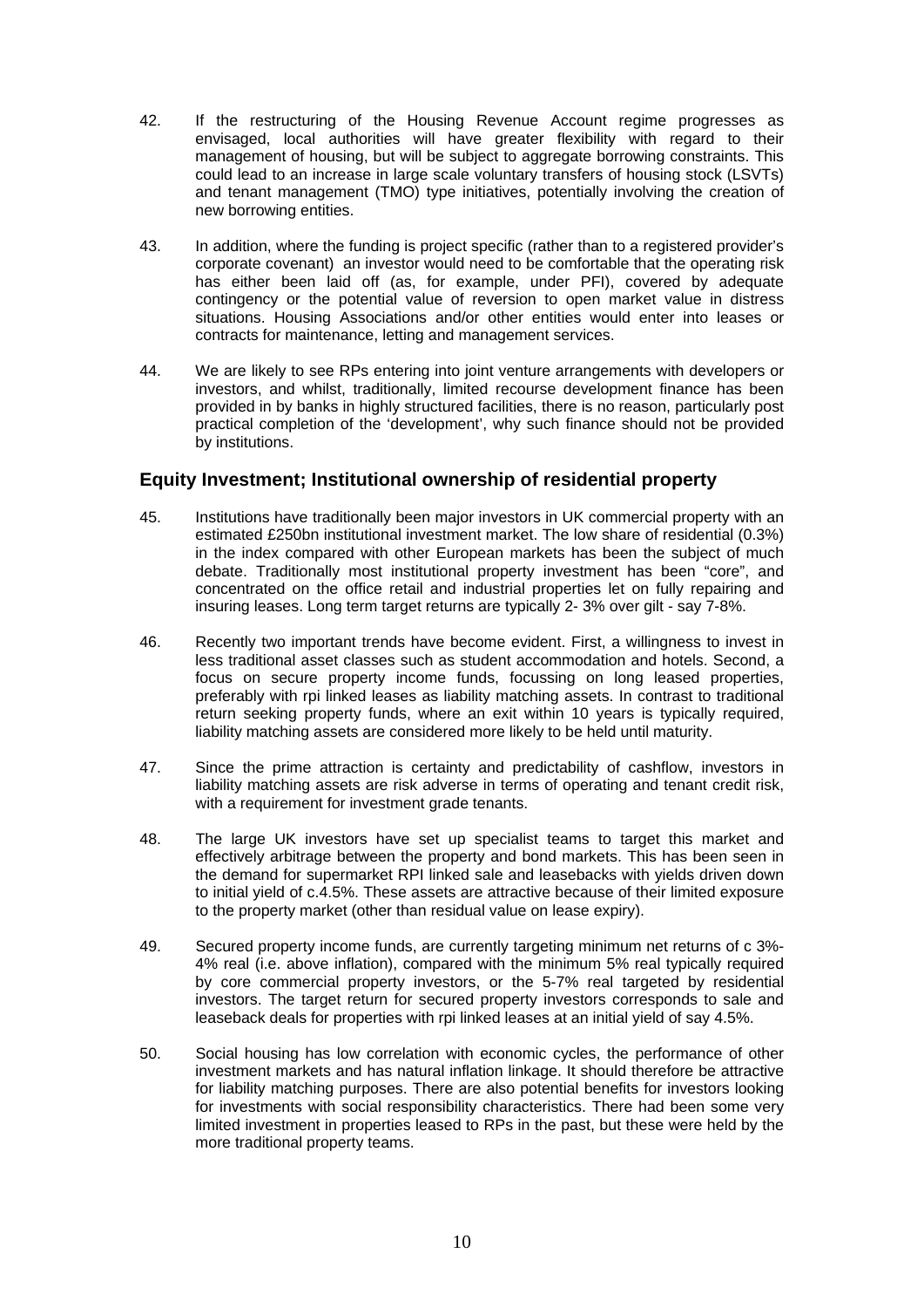42. If the restructuring of the Housing Revenue Account regime progresses as envisaged, local authorities will have greater flexibility with regard to their management of housing, but will be subject to aggregate borrowing constraints. This could lead to an increase in large scale voluntary transfers of housing stock (LSVTs) and tenant management (TMO) type initiatives, potentially involving the creation of new borrowing entities.

43. In addition, where the funding is project specific (rather than to a registered provider's corporate covenant) an investor would need to be comfortable that the operating risk has either been laid off (as, for example, under PFI), covered by adequate contingency or the potential value of reversion to open market value in distress situations. Housing Associations and/or other entities would enter into leases or contracts for maintenance, letting and management services.

44. We are likely to see RPs entering into joint venture arrangements with developers or investors, and whilst, traditionally, limited recourse development finance has been provided in by banks in highly structured facilities, there is no reason, particularly post practical completion of the 'development', why such finance should not be provided by institutions.

## Equity Investment; Institutional ownership of residential property

45. Institutions have traditionally been major investors in UK commercial property with an estimated £250bn institutional investment market. The low share of residential (0.3%) in the index compared with other European markets has been the subject of much debate. Traditionally most institutional property investment has been "core", and concentrated on the office retail and industrial properties let on fully repairing and insuring leases. Long term target returns are typically 2- 3% over gilt - say 7-8%.

46. Recently two important trends have become evident. First, a willingness to invest in less traditional asset classes such as student accommodation and hotels. Second, a focus on secure property income funds, focussing on long leased properties, preferably with rpi linked leases as liability matching assets. In contrast to traditional return seeking property funds, where an exit within 10 years is typically required, liability matching assets are considered more likely to be held until maturity.

47. Since the prime attraction is certainty and predictability of cashflow, investors in liability matching assets are risk adverse in terms of operating and tenant credit risk, with a requirement for investment grade tenants.

48. The large UK investors have set up specialist teams to target this market and effectively arbitrage between the property and bond markets. This has been seen in the demand for supermarket RPI linked sale and leasebacks with yields driven down to initial yield of c.4.5%. These assets are attractive because of their limited exposure to the property market (other than residual value on lease expiry).

49. Secured property income funds, are currently targeting minimum net returns of c 3%-4% real (i.e. above inflation), compared with the minimum 5% real typically required by core commercial property investors, or the 5-7% real targeted by residential investors. The target return for secured property investors corresponds to sale and leaseback deals for properties with rpi linked leases at an initial yield of say 4.5%.

50. Social housing has low correlation with economic cycles, the performance of other investment markets and has natural inflation linkage. It should therefore be attractive for liability matching purposes. There are also potential benefits for investors looking for investments with social responsibility characteristics. There had been some very limited investment in properties leased to RPs in the past, but these were held by the more traditional property teams.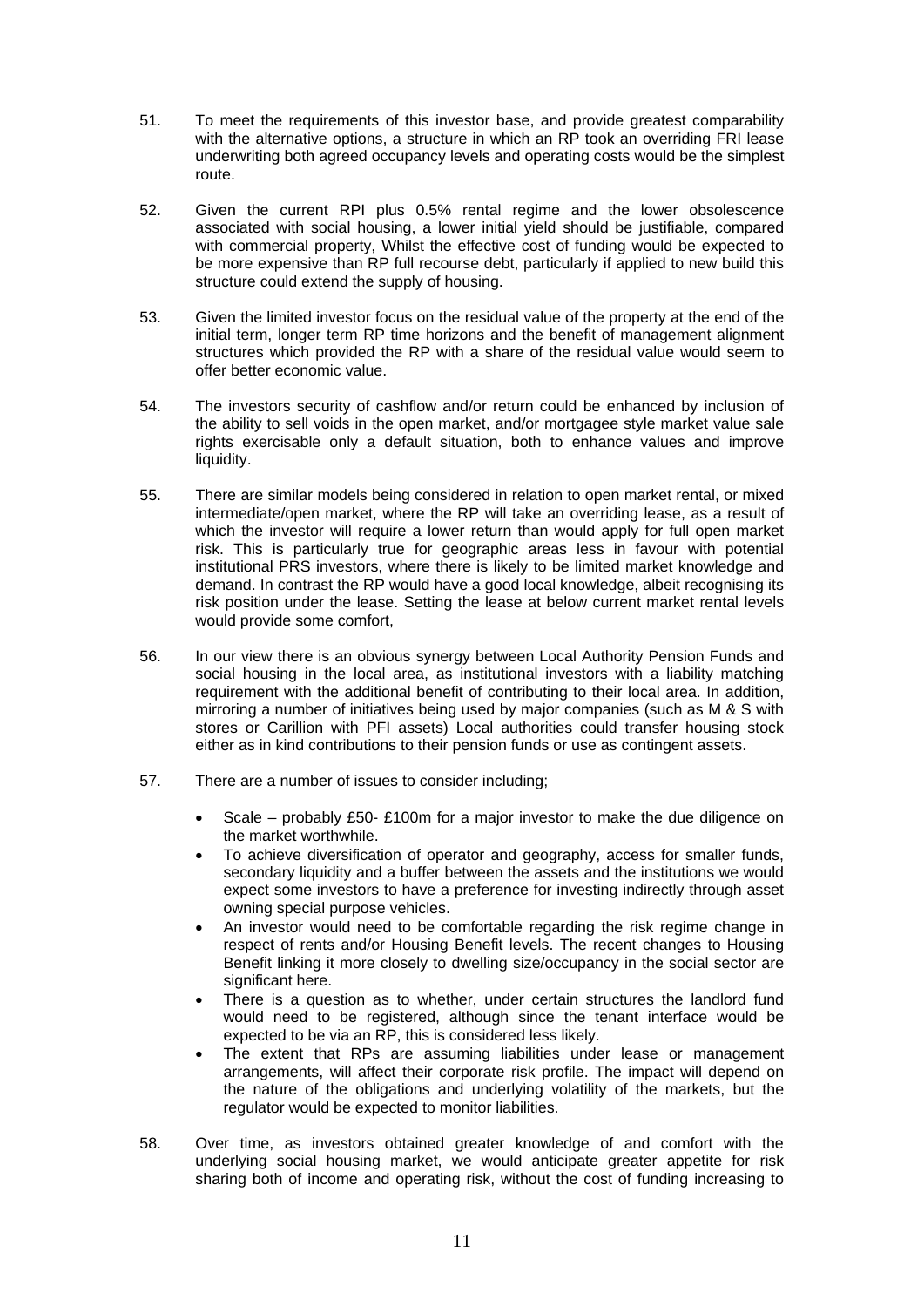51. To meet the requirements of this investor base, and provide greatest comparability with the alternative options, a structure in which an RP took an overriding FRI lease underwriting both agreed occupancy levels and operating costs would be the simplest route.

52. Given the current RPI plus 0.5% rental regime and the lower obsolescence associated with social housing, a lower initial yield should be justifiable, compared with commercial property, Whilst the effective cost of funding would be expected to be more expensive than RP full recourse debt, particularly if applied to new build this structure could extend the supply of housing.

53. Given the limited investor focus on the residual value of the property at the end of the initial term, longer term RP time horizons and the benefit of management alignment structures which provided the RP with a share of the residual value would seem to offer better economic value.

54. The investors security of cashflow and/or return could be enhanced by inclusion of the ability to sell voids in the open market, and/or mortgagee style market value sale rights exercisable only a default situation, both to enhance values and improve liquidity.

55. There are similar models being considered in relation to open market rental, or mixed intermediate/open market, where the RP will take an overriding lease, as a result of which the investor will require a lower return than would apply for full open market risk. This is particularly true for geographic areas less in favour with potential institutional PRS investors, where there is likely to be limited market knowledge and demand. In contrast the RP would have a good local knowledge, albeit recognising its risk position under the lease. Setting the lease at below current market rental levels would provide some comfort,

56. In our view there is an obvious synergy between Local Authority Pension Funds and social housing in the local area, as institutional investors with a liability matching requirement with the additional benefit of contributing to their local area. In addition, mirroring a number of initiatives being used by major companies (such as M & S with stores or Carillion with PFI assets) Local authorities could transfer housing stock either as in kind contributions to their pension funds or use as contingent assets.

57. There are a number of issues to consider including;

    - Scale – probably £50- £100m for a major investor to make the due diligence on the market worthwhile.
    - To achieve diversification of operator and geography, access for smaller funds, secondary liquidity and a buffer between the assets and the institutions we would expect some investors to have a preference for investing indirectly through asset owning special purpose vehicles.
    - An investor would need to be comfortable regarding the risk regime change in respect of rents and/or Housing Benefit levels. The recent changes to Housing Benefit linking it more closely to dwelling size/occupancy in the social sector are significant here.
    - There is a question as to whether, under certain structures the landlord fund would need to be registered, although since the tenant interface would be expected to be via an RP, this is considered less likely.
    - The extent that RPs are assuming liabilities under lease or management arrangements, will affect their corporate risk profile. The impact will depend on the nature of the obligations and underlying volatility of the markets, but the regulator would be expected to monitor liabilities.

58. Over time, as investors obtained greater knowledge of and comfort with the underlying social housing market, we would anticipate greater appetite for risk sharing both of income and operating risk, without the cost of funding increasing to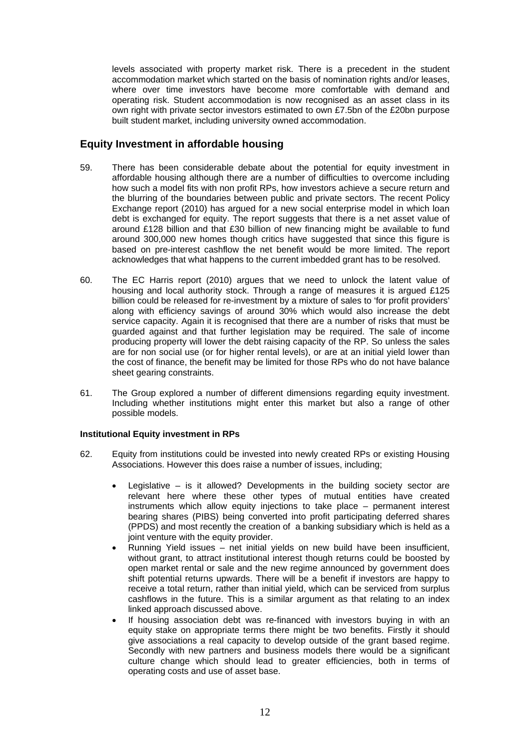levels associated with property market risk. There is a precedent in the student accommodation market which started on the basis of nomination rights and/or leases, where over time investors have become more comfortable with demand and operating risk. Student accommodation is now recognised as an asset class in its own right with private sector investors estimated to own £7.5bn of the £20bn purpose built student market, including university owned accommodation.

## Equity Investment in affordable housing

59. There has been considerable debate about the potential for equity investment in affordable housing although there are a number of difficulties to overcome including how such a model fits with non profit RPs, how investors achieve a secure return and the blurring of the boundaries between public and private sectors. The recent Policy Exchange report (2010) has argued for a new social enterprise model in which loan debt is exchanged for equity. The report suggests that there is a net asset value of around £128 billion and that £30 billion of new financing might be available to fund around 300,000 new homes though critics have suggested that since this figure is based on pre-interest cashflow the net benefit would be more limited. The report acknowledges that what happens to the current imbedded grant has to be resolved.

60. The EC Harris report (2010) argues that we need to unlock the latent value of housing and local authority stock. Through a range of measures it is argued £125 billion could be released for re-investment by a mixture of sales to 'for profit providers' along with efficiency savings of around 30% which would also increase the debt service capacity. Again it is recognised that there are a number of risks that must be guarded against and that further legislation may be required. The sale of income producing property will lower the debt raising capacity of the RP. So unless the sales are for non social use (or for higher rental levels), or are at an initial yield lower than the cost of finance, the benefit may be limited for those RPs who do not have balance sheet gearing constraints.

61. The Group explored a number of different dimensions regarding equity investment. Including whether institutions might enter this market but also a range of other possible models.

**Institutional Equity investment in RPs**

62. Equity from institutions could be invested into newly created RPs or existing Housing Associations. However this does raise a number of issues, including;

- Legislative – is it allowed? Developments in the building society sector are relevant here where these other types of mutual entities have created instruments which allow equity injections to take place – permanent interest bearing shares (PIBS) being converted into profit participating deferred shares (PPDS) and most recently the creation of a banking subsidiary which is held as a joint venture with the equity provider.
- Running Yield issues – net initial yields on new build have been insufficient, without grant, to attract institutional interest though returns could be boosted by open market rental or sale and the new regime announced by government does shift potential returns upwards. There will be a benefit if investors are happy to receive a total return, rather than initial yield, which can be serviced from surplus cashflows in the future. This is a similar argument as that relating to an index linked approach discussed above.
- If housing association debt was re-financed with investors buying in with an equity stake on appropriate terms there might be two benefits. Firstly it should give associations a real capacity to develop outside of the grant based regime. Secondly with new partners and business models there would be a significant culture change which should lead to greater efficiencies, both in terms of operating costs and use of asset base.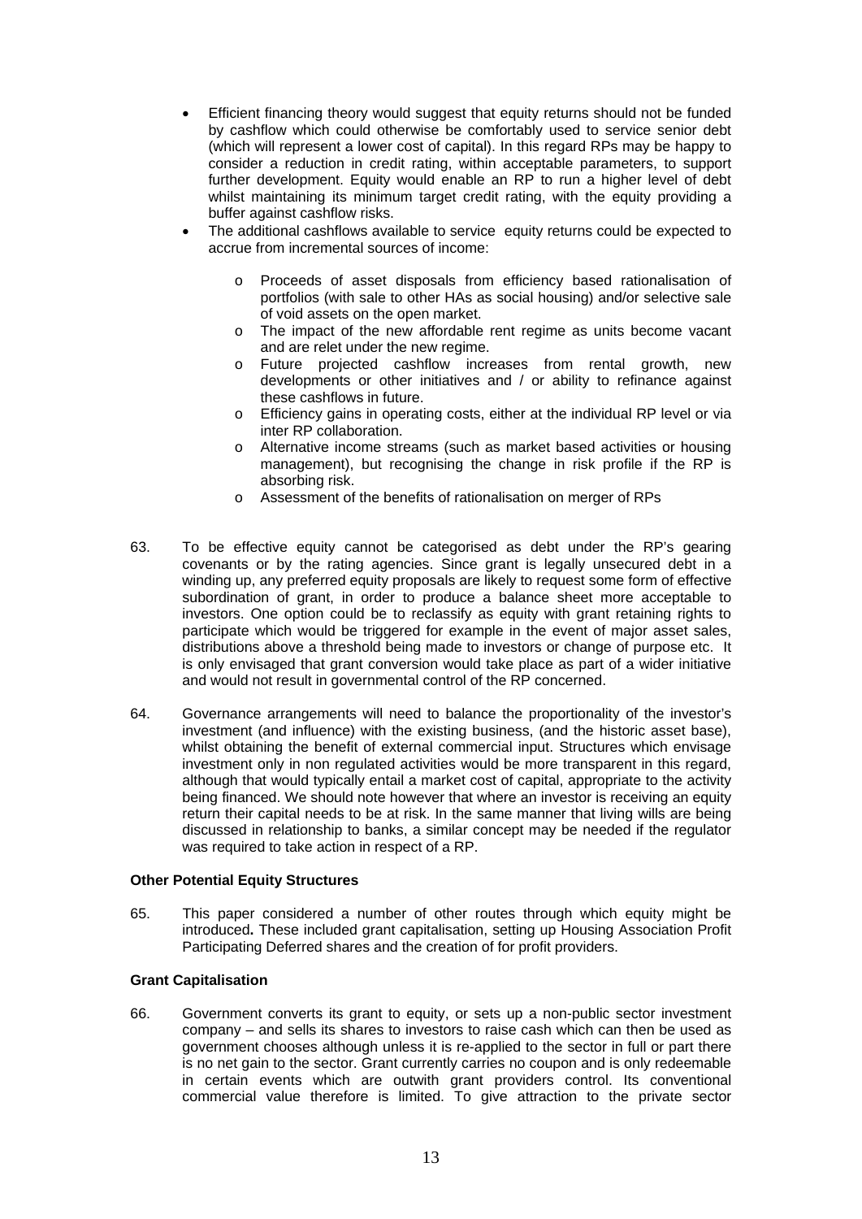- Efficient financing theory would suggest that equity returns should not be funded by cashflow which could otherwise be comfortably used to service senior debt (which will represent a lower cost of capital). In this regard RPs may be happy to consider a reduction in credit rating, within acceptable parameters, to support further development. Equity would enable an RP to run a higher level of debt whilst maintaining its minimum target credit rating, with the equity providing a buffer against cashflow risks.
- The additional cashflows available to service equity returns could be expected to accrue from incremental sources of income:
  - Proceeds of asset disposals from efficiency based rationalisation of portfolios (with sale to other HAs as social housing) and/or selective sale of void assets on the open market.
  - The impact of the new affordable rent regime as units become vacant and are relet under the new regime.
  - Future projected cashflow increases from rental growth, new developments or other initiatives and / or ability to refinance against these cashflows in future.
  - Efficiency gains in operating costs, either at the individual RP level or via inter RP collaboration.
  - Alternative income streams (such as market based activities or housing management), but recognising the change in risk profile if the RP is absorbing risk.
  - Assessment of the benefits of rationalisation on merger of RPs

63. To be effective equity cannot be categorised as debt under the RP's gearing covenants or by the rating agencies. Since grant is legally unsecured debt in a winding up, any preferred equity proposals are likely to request some form of effective subordination of grant, in order to produce a balance sheet more acceptable to investors. One option could be to reclassify as equity with grant retaining rights to participate which would be triggered for example in the event of major asset sales, distributions above a threshold being made to investors or change of purpose etc. It is only envisaged that grant conversion would take place as part of a wider initiative and would not result in governmental control of the RP concerned.

64. Governance arrangements will need to balance the proportionality of the investor's investment (and influence) with the existing business, (and the historic asset base), whilst obtaining the benefit of external commercial input. Structures which envisage investment only in non regulated activities would be more transparent in this regard, although that would typically entail a market cost of capital, appropriate to the activity being financed. We should note however that where an investor is receiving an equity return their capital needs to be at risk. In the same manner that living wills are being discussed in relationship to banks, a similar concept may be needed if the regulator was required to take action in respect of a RP.

**Other Potential Equity Structures**

65. This paper considered a number of other routes through which equity might be introduced**.** These included grant capitalisation, setting up Housing Association Profit Participating Deferred shares and the creation of for profit providers.

**Grant Capitalisation**

66. Government converts its grant to equity, or sets up a non-public sector investment company – and sells its shares to investors to raise cash which can then be used as government chooses although unless it is re-applied to the sector in full or part there is no net gain to the sector. Grant currently carries no coupon and is only redeemable in certain events which are outwith grant providers control. Its conventional commercial value therefore is limited. To give attraction to the private sector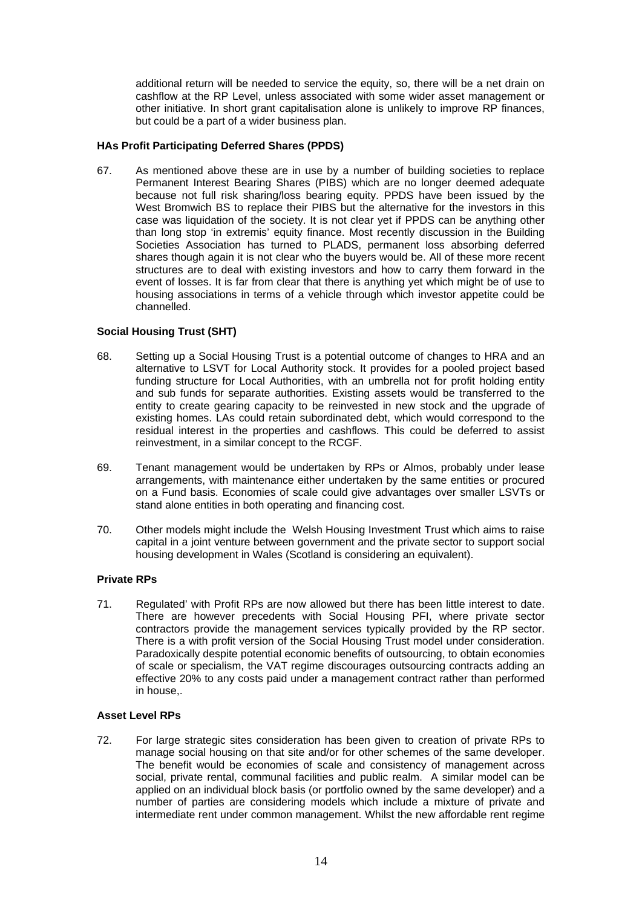additional return will be needed to service the equity, so, there will be a net drain on cashflow at the RP Level, unless associated with some wider asset management or other initiative. In short grant capitalisation alone is unlikely to improve RP finances, but could be a part of a wider business plan.

**HAs Profit Participating Deferred Shares (PPDS)**

67. As mentioned above these are in use by a number of building societies to replace Permanent Interest Bearing Shares (PIBS) which are no longer deemed adequate because not full risk sharing/loss bearing equity. PPDS have been issued by the West Bromwich BS to replace their PIBS but the alternative for the investors in this case was liquidation of the society. It is not clear yet if PPDS can be anything other than long stop 'in extremis' equity finance. Most recently discussion in the Building Societies Association has turned to PLADS, permanent loss absorbing deferred shares though again it is not clear who the buyers would be. All of these more recent structures are to deal with existing investors and how to carry them forward in the event of losses. It is far from clear that there is anything yet which might be of use to housing associations in terms of a vehicle through which investor appetite could be channelled.

**Social Housing Trust (SHT)**

68. Setting up a Social Housing Trust is a potential outcome of changes to HRA and an alternative to LSVT for Local Authority stock. It provides for a pooled project based funding structure for Local Authorities, with an umbrella not for profit holding entity and sub funds for separate authorities. Existing assets would be transferred to the entity to create gearing capacity to be reinvested in new stock and the upgrade of existing homes. LAs could retain subordinated debt, which would correspond to the residual interest in the properties and cashflows. This could be deferred to assist reinvestment, in a similar concept to the RCGF.

69. Tenant management would be undertaken by RPs or Almos, probably under lease arrangements, with maintenance either undertaken by the same entities or procured on a Fund basis. Economies of scale could give advantages over smaller LSVTs or stand alone entities in both operating and financing cost.

70. Other models might include the Welsh Housing Investment Trust which aims to raise capital in a joint venture between government and the private sector to support social housing development in Wales (Scotland is considering an equivalent).

**Private RPs**

71. Regulated' with Profit RPs are now allowed but there has been little interest to date. There are however precedents with Social Housing PFI, where private sector contractors provide the management services typically provided by the RP sector. There is a with profit version of the Social Housing Trust model under consideration. Paradoxically despite potential economic benefits of outsourcing, to obtain economies of scale or specialism, the VAT regime discourages outsourcing contracts adding an effective 20% to any costs paid under a management contract rather than performed in house,.

**Asset Level RPs**

72. For large strategic sites consideration has been given to creation of private RPs to manage social housing on that site and/or for other schemes of the same developer. The benefit would be economies of scale and consistency of management across social, private rental, communal facilities and public realm. A similar model can be applied on an individual block basis (or portfolio owned by the same developer) and a number of parties are considering models which include a mixture of private and intermediate rent under common management. Whilst the new affordable rent regime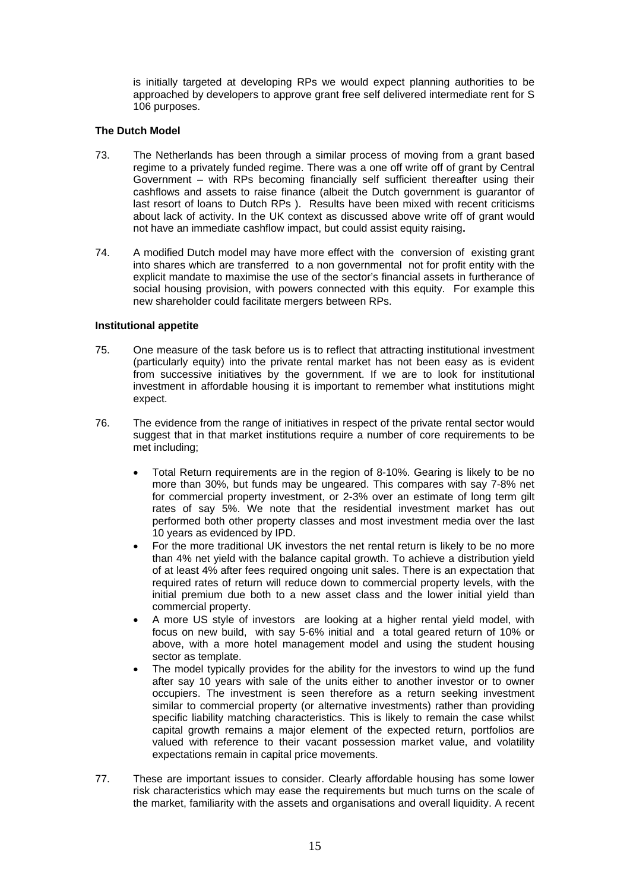is initially targeted at developing RPs we would expect planning authorities to be approached by developers to approve grant free self delivered intermediate rent for S 106 purposes.

**The Dutch Model**

73. The Netherlands has been through a similar process of moving from a grant based regime to a privately funded regime. There was a one off write off of grant by Central Government – with RPs becoming financially self sufficient thereafter using their cashflows and assets to raise finance (albeit the Dutch government is guarantor of last resort of loans to Dutch RPs ). Results have been mixed with recent criticisms about lack of activity. In the UK context as discussed above write off of grant would not have an immediate cashflow impact, but could assist equity raising**.**

74. A modified Dutch model may have more effect with the conversion of existing grant into shares which are transferred to a non governmental not for profit entity with the explicit mandate to maximise the use of the sector's financial assets in furtherance of social housing provision, with powers connected with this equity. For example this new shareholder could facilitate mergers between RPs.

**Institutional appetite**

75. One measure of the task before us is to reflect that attracting institutional investment (particularly equity) into the private rental market has not been easy as is evident from successive initiatives by the government. If we are to look for institutional investment in affordable housing it is important to remember what institutions might expect.

76. The evidence from the range of initiatives in respect of the private rental sector would suggest that in that market institutions require a number of core requirements to be met including;

    - Total Return requirements are in the region of 8-10%. Gearing is likely to be no more than 30%, but funds may be ungeared. This compares with say 7-8% net for commercial property investment, or 2-3% over an estimate of long term gilt rates of say 5%. We note that the residential investment market has out performed both other property classes and most investment media over the last 10 years as evidenced by IPD.
    - For the more traditional UK investors the net rental return is likely to be no more than 4% net yield with the balance capital growth. To achieve a distribution yield of at least 4% after fees required ongoing unit sales. There is an expectation that required rates of return will reduce down to commercial property levels, with the initial premium due both to a new asset class and the lower initial yield than commercial property.
    - A more US style of investors are looking at a higher rental yield model, with focus on new build, with say 5-6% initial and a total geared return of 10% or above, with a more hotel management model and using the student housing sector as template.
    - The model typically provides for the ability for the investors to wind up the fund after say 10 years with sale of the units either to another investor or to owner occupiers. The investment is seen therefore as a return seeking investment similar to commercial property (or alternative investments) rather than providing specific liability matching characteristics. This is likely to remain the case whilst capital growth remains a major element of the expected return, portfolios are valued with reference to their vacant possession market value, and volatility expectations remain in capital price movements.

77. These are important issues to consider. Clearly affordable housing has some lower risk characteristics which may ease the requirements but much turns on the scale of the market, familiarity with the assets and organisations and overall liquidity. A recent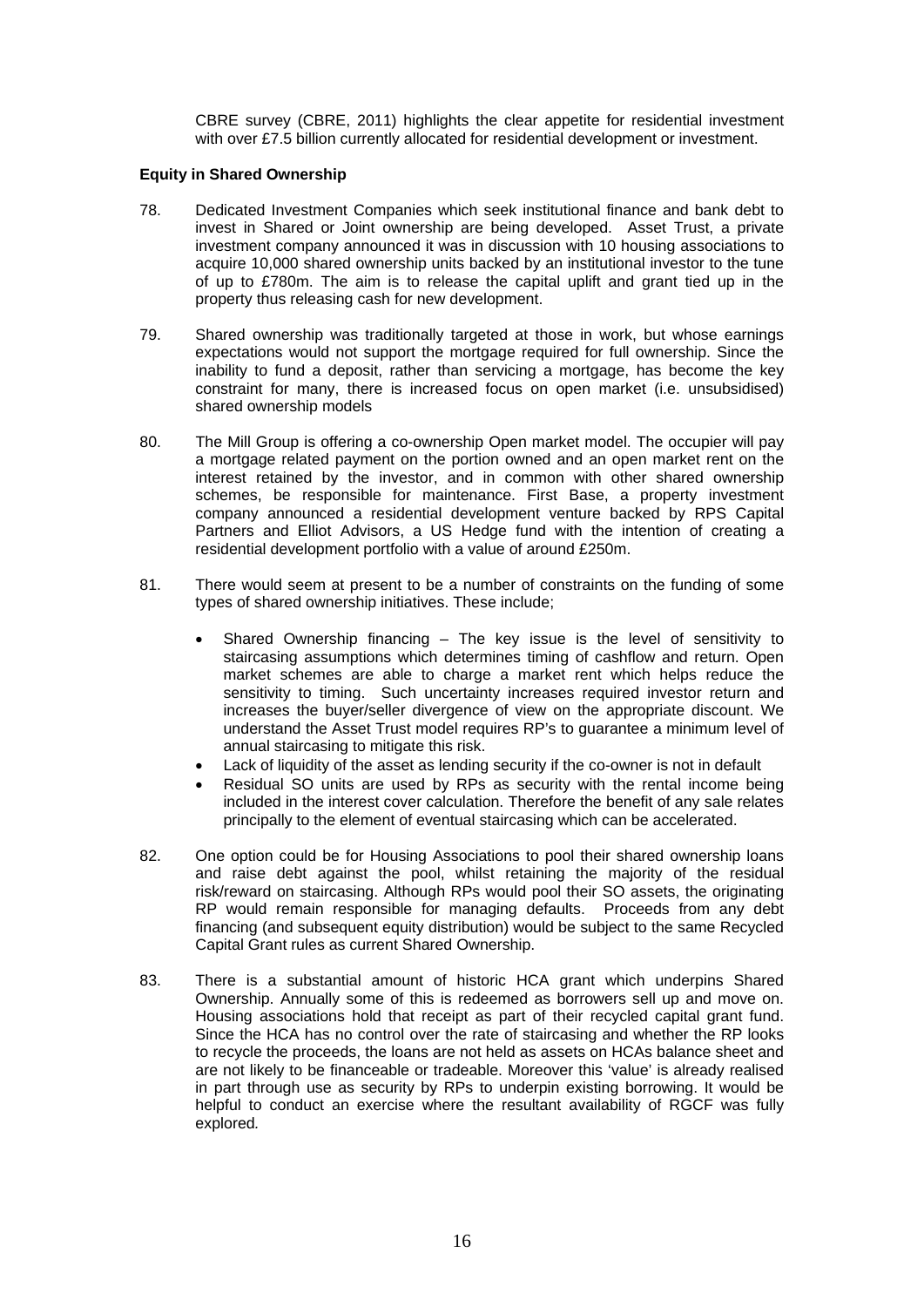CBRE survey (CBRE, 2011) highlights the clear appetite for residential investment with over £7.5 billion currently allocated for residential development or investment.

**Equity in Shared Ownership**

78. Dedicated Investment Companies which seek institutional finance and bank debt to invest in Shared or Joint ownership are being developed. Asset Trust, a private investment company announced it was in discussion with 10 housing associations to acquire 10,000 shared ownership units backed by an institutional investor to the tune of up to £780m. The aim is to release the capital uplift and grant tied up in the property thus releasing cash for new development.

79. Shared ownership was traditionally targeted at those in work, but whose earnings expectations would not support the mortgage required for full ownership. Since the inability to fund a deposit, rather than servicing a mortgage, has become the key constraint for many, there is increased focus on open market (i.e. unsubsidised) shared ownership models

80. The Mill Group is offering a co-ownership Open market model. The occupier will pay a mortgage related payment on the portion owned and an open market rent on the interest retained by the investor, and in common with other shared ownership schemes, be responsible for maintenance. First Base, a property investment company announced a residential development venture backed by RPS Capital Partners and Elliot Advisors, a US Hedge fund with the intention of creating a residential development portfolio with a value of around £250m.

81. There would seem at present to be a number of constraints on the funding of some types of shared ownership initiatives. These include;

    - Shared Ownership financing – The key issue is the level of sensitivity to staircasing assumptions which determines timing of cashflow and return. Open market schemes are able to charge a market rent which helps reduce the sensitivity to timing. Such uncertainty increases required investor return and increases the buyer/seller divergence of view on the appropriate discount. We understand the Asset Trust model requires RP's to guarantee a minimum level of annual staircasing to mitigate this risk.
    - Lack of liquidity of the asset as lending security if the co-owner is not in default
    - Residual SO units are used by RPs as security with the rental income being included in the interest cover calculation. Therefore the benefit of any sale relates principally to the element of eventual staircasing which can be accelerated.

82. One option could be for Housing Associations to pool their shared ownership loans and raise debt against the pool, whilst retaining the majority of the residual risk/reward on staircasing. Although RPs would pool their SO assets, the originating RP would remain responsible for managing defaults. Proceeds from any debt financing (and subsequent equity distribution) would be subject to the same Recycled Capital Grant rules as current Shared Ownership.

83. There is a substantial amount of historic HCA grant which underpins Shared Ownership. Annually some of this is redeemed as borrowers sell up and move on. Housing associations hold that receipt as part of their recycled capital grant fund. Since the HCA has no control over the rate of staircasing and whether the RP looks to recycle the proceeds, the loans are not held as assets on HCAs balance sheet and are not likely to be financeable or tradeable. Moreover this 'value' is already realised in part through use as security by RPs to underpin existing borrowing. It would be helpful to conduct an exercise where the resultant availability of RGCF was fully explored.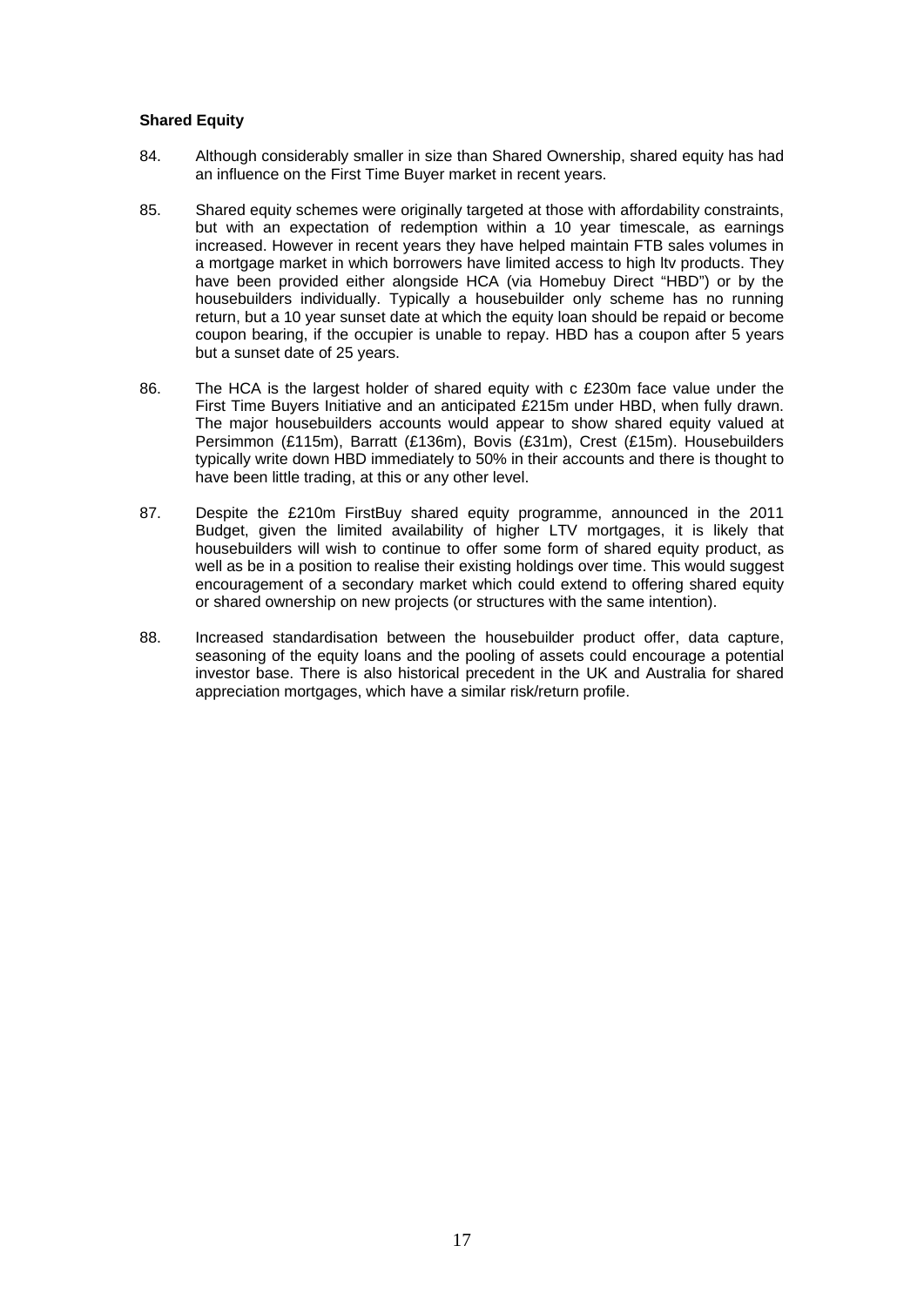**Shared Equity**

84. Although considerably smaller in size than Shared Ownership, shared equity has had an influence on the First Time Buyer market in recent years.

85. Shared equity schemes were originally targeted at those with affordability constraints, but with an expectation of redemption within a 10 year timescale, as earnings increased. However in recent years they have helped maintain FTB sales volumes in a mortgage market in which borrowers have limited access to high ltv products. They have been provided either alongside HCA (via Homebuy Direct "HBD") or by the housebuilders individually. Typically a housebuilder only scheme has no running return, but a 10 year sunset date at which the equity loan should be repaid or become coupon bearing, if the occupier is unable to repay. HBD has a coupon after 5 years but a sunset date of 25 years.

86. The HCA is the largest holder of shared equity with c £230m face value under the First Time Buyers Initiative and an anticipated £215m under HBD, when fully drawn. The major housebuilders accounts would appear to show shared equity valued at Persimmon (£115m), Barratt (£136m), Bovis (£31m), Crest (£15m). Housebuilders typically write down HBD immediately to 50% in their accounts and there is thought to have been little trading, at this or any other level.

87. Despite the £210m FirstBuy shared equity programme, announced in the 2011 Budget, given the limited availability of higher LTV mortgages, it is likely that housebuilders will wish to continue to offer some form of shared equity product, as well as be in a position to realise their existing holdings over time. This would suggest encouragement of a secondary market which could extend to offering shared equity or shared ownership on new projects (or structures with the same intention).

88. Increased standardisation between the housebuilder product offer, data capture, seasoning of the equity loans and the pooling of assets could encourage a potential investor base. There is also historical precedent in the UK and Australia for shared appreciation mortgages, which have a similar risk/return profile.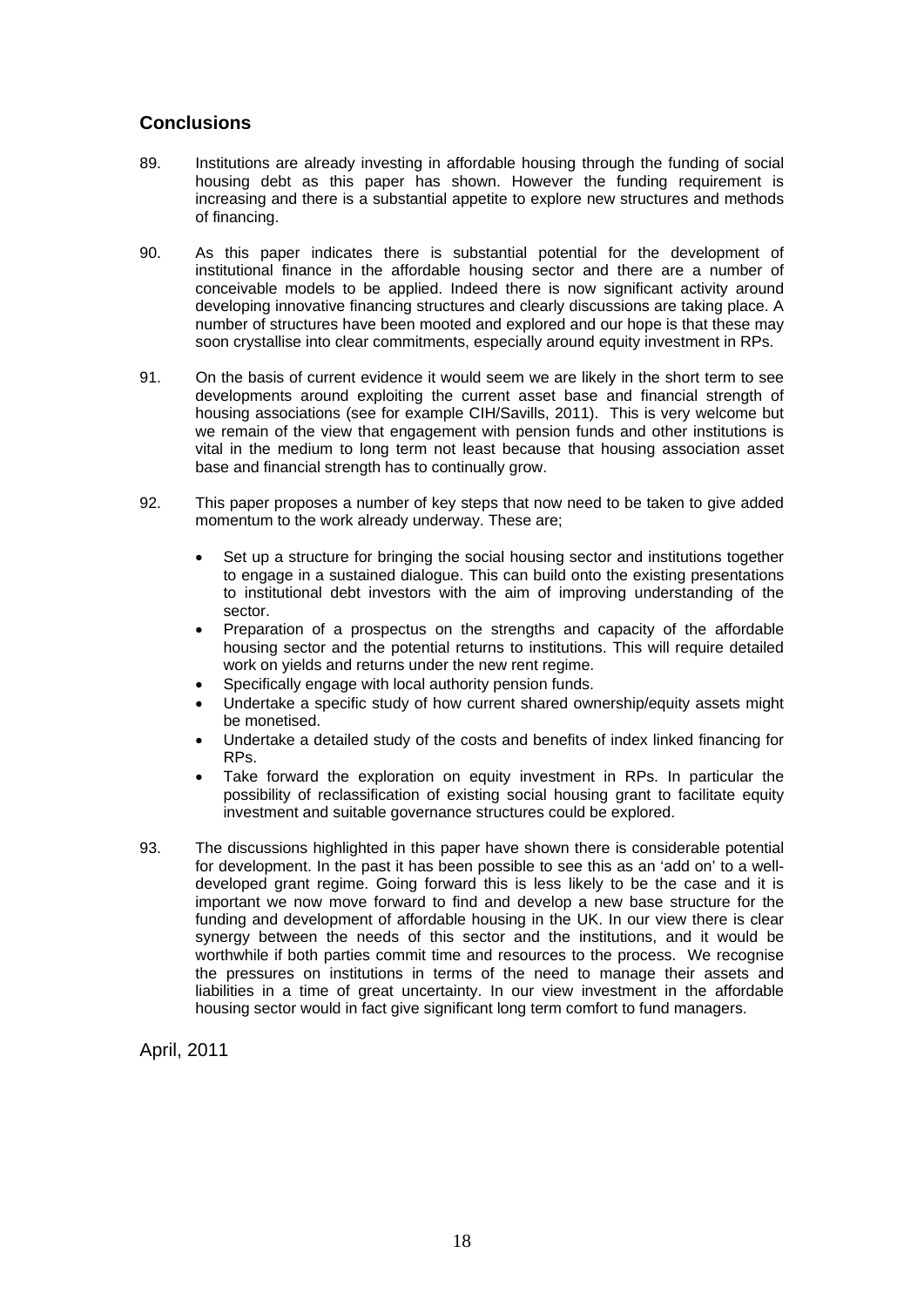## Conclusions

89. Institutions are already investing in affordable housing through the funding of social housing debt as this paper has shown. However the funding requirement is increasing and there is a substantial appetite to explore new structures and methods of financing.

90. As this paper indicates there is substantial potential for the development of institutional finance in the affordable housing sector and there are a number of conceivable models to be applied. Indeed there is now significant activity around developing innovative financing structures and clearly discussions are taking place. A number of structures have been mooted and explored and our hope is that these may soon crystallise into clear commitments, especially around equity investment in RPs.

91. On the basis of current evidence it would seem we are likely in the short term to see developments around exploiting the current asset base and financial strength of housing associations (see for example CIH/Savills, 2011). This is very welcome but we remain of the view that engagement with pension funds and other institutions is vital in the medium to long term not least because that housing association asset base and financial strength has to continually grow.

92. This paper proposes a number of key steps that now need to be taken to give added momentum to the work already underway. These are;

- Set up a structure for bringing the social housing sector and institutions together to engage in a sustained dialogue. This can build onto the existing presentations to institutional debt investors with the aim of improving understanding of the sector.
- Preparation of a prospectus on the strengths and capacity of the affordable housing sector and the potential returns to institutions. This will require detailed work on yields and returns under the new rent regime.
- Specifically engage with local authority pension funds.
- Undertake a specific study of how current shared ownership/equity assets might be monetised.
- Undertake a detailed study of the costs and benefits of index linked financing for RPs.
- Take forward the exploration on equity investment in RPs. In particular the possibility of reclassification of existing social housing grant to facilitate equity investment and suitable governance structures could be explored.

93. The discussions highlighted in this paper have shown there is considerable potential for development. In the past it has been possible to see this as an 'add on' to a well-developed grant regime. Going forward this is less likely to be the case and it is important we now move forward to find and develop a new base structure for the funding and development of affordable housing in the UK. In our view there is clear synergy between the needs of this sector and the institutions, and it would be worthwhile if both parties commit time and resources to the process. We recognise the pressures on institutions in terms of the need to manage their assets and liabilities in a time of great uncertainty. In our view investment in the affordable housing sector would in fact give significant long term comfort to fund managers.

April, 2011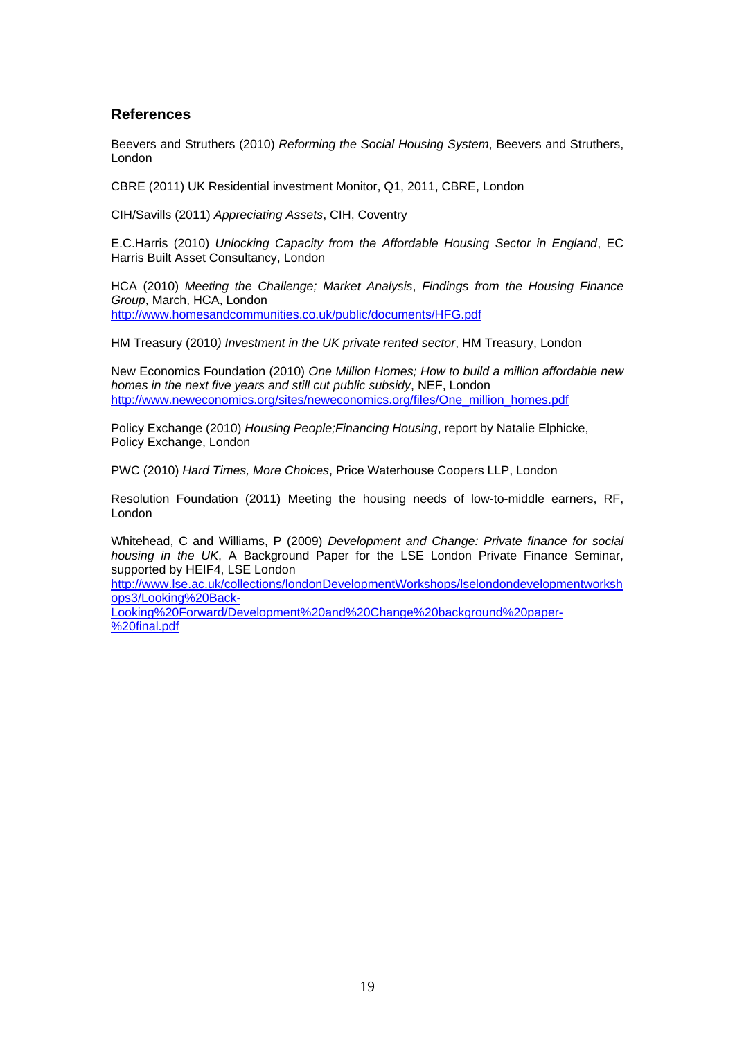## References

Beevers and Struthers (2010) *Reforming the Social Housing System*, Beevers and Struthers, London

CBRE (2011) UK Residential investment Monitor, Q1, 2011, CBRE, London

CIH/Savills (2011) *Appreciating Assets*, CIH, Coventry

E.C.Harris (2010) *Unlocking Capacity from the Affordable Housing Sector in England*, EC Harris Built Asset Consultancy, London

HCA (2010) *Meeting the Challenge; Market Analysis*, *Findings from the Housing Finance Group*, March, HCA, London
http://www.homesandcommunities.co.uk/public/documents/HFG.pdf

HM Treasury (2010*) Investment in the UK private rented sector*, HM Treasury, London

New Economics Foundation (2010) *One Million Homes; How to build a million affordable new homes in the next five years and still cut public subsidy*, NEF, London
http://www.neweconomics.org/sites/neweconomics.org/files/One_million_homes.pdf

Policy Exchange (2010) *Housing People;Financing Housing*, report by Natalie Elphicke, Policy Exchange, London

PWC (2010) *Hard Times, More Choices*, Price Waterhouse Coopers LLP, London

Resolution Foundation (2011) Meeting the housing needs of low-to-middle earners, RF, London

Whitehead, C and Williams, P (2009) *Development and Change: Private finance for social housing in the UK*, A Background Paper for the LSE London Private Finance Seminar, supported by HEIF4, LSE London
http://www.lse.ac.uk/collections/londonDevelopmentWorkshops/lselondondevelopmentworkshops3/Looking%20Back-Looking%20Forward/Development%20and%20Change%20background%20paper-%20final.pdf